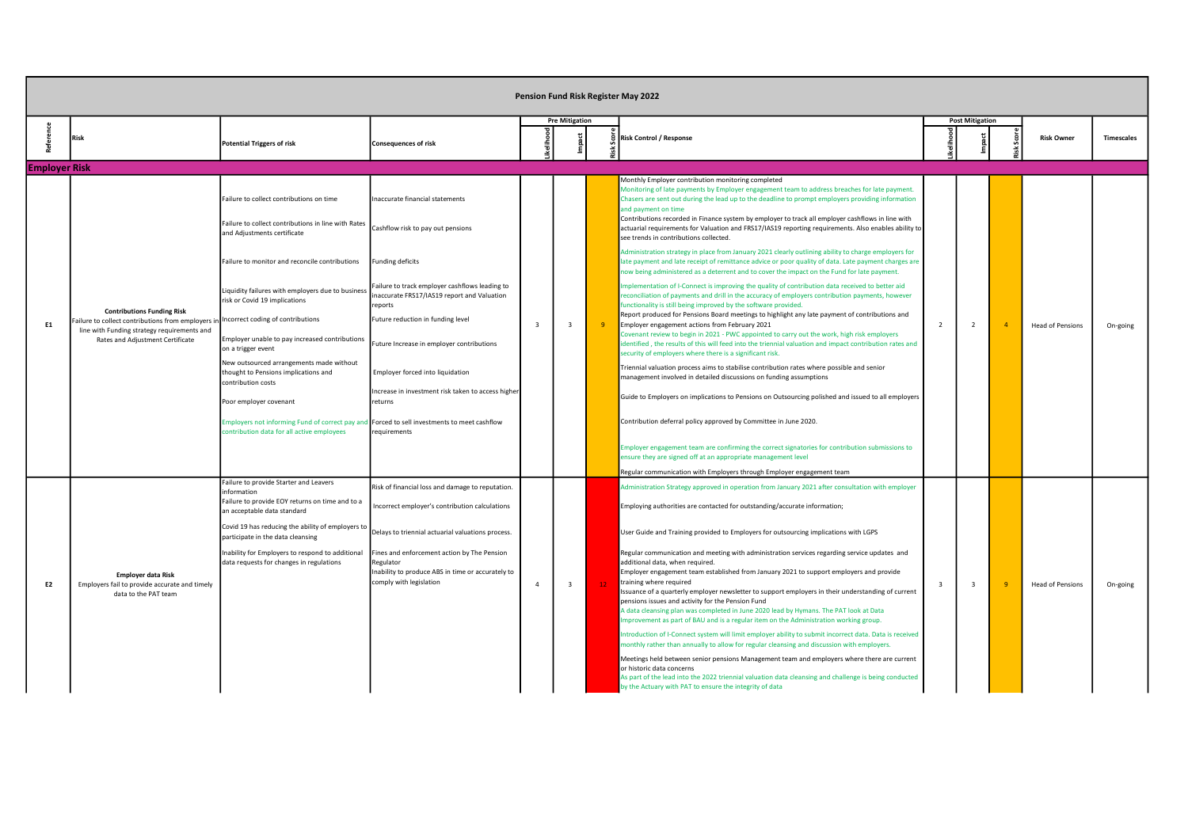# Pension Fund Risk Register May 2022

| Reference | Risk | Potential Triggers of risk | Consequences of risk | Pre Mitigation Likelihood | Pre Mitigation Impact | Pre Mitigation Risk Score | Risk Control / Response | Post Mitigation Likelihood | Post Mitigation Impact | Post Mitigation Risk Score | Risk Owner | Timescales |
|---|---|---|---|---|---|---|---|---|---|---|---|---|
| **Employer Risk** | | | | | | | | | | | | |
| E1 | **Contributions Funding Risk** Failure to collect contributions from employers in line with Funding strategy requirements and Rates and Adjustment Certificate | Failure to collect contributions on time<br><br>Failure to collect contributions in line with Rates and Adjustments certificate<br><br>Failure to monitor and reconcile contributions<br><br>Liquidity failures with employers due to business risk or Covid 19 implications<br><br>Incorrect coding of contributions<br><br>Employer unable to pay increased contributions on a trigger event<br><br>New outsourced arrangements made without thought to Pensions implications and contribution costs<br><br>Poor employer covenant<br><br>Employers not informing Fund of correct pay and contribution data for all active employees | Inaccurate financial statements<br><br>Cashflow risk to pay out pensions<br><br>Funding deficits<br><br>Failure to track employer cashflows leading to inaccurate FRS17/IAS19 report and Valuation reports<br><br>Future reduction in funding level<br><br>Future Increase in employer contributions<br><br>Employer forced into liquidation<br><br>Increase in investment risk taken to access higher returns<br><br>Forced to sell investments to meet cashflow requirements | 3 | 3 | 9 | Monthly Employer contribution monitoring completed<br>Monitoring of late payments by Employer engagement team to address breaches for late payment. Chasers are sent out during the lead up to the deadline to prompt employers providing information and payment on time<br>Contributions recorded in Finance system by employer to track all employer cashflows in line with actuarial requirements for Valuation and FRS17/IAS19 reporting requirements. Also enables ability to see trends in contributions collected.<br><br>Administration strategy in place from January 2021 clearly outlining ability to charge employers for late payment and late receipt of remittance advice or poor quality of data. Late payment charges are now being administered as a deterrent and to cover the impact on the Fund for late payment.<br><br>Implementation of I-Connect is improving the quality of contribution data received to better aid reconciliation of payments and drill in the accuracy of employers contribution payments, however functionality is still being improved by the software provided.<br>Report produced for Pensions Board meetings to highlight any late payment of contributions and Employer engagement actions from February 2021<br>Covenant review to begin in 2021 - PWC appointed to carry out the work, high risk employers identified , the results of this will feed into the triennial valuation and impact contribution rates and security of employers where there is a significant risk.<br><br>Triennial valuation process aims to stabilise contribution rates where possible and senior management involved in detailed discussions on funding assumptions<br><br>Guide to Employers on implications to Pensions on Outsourcing polished and issued to all employers<br><br>Contribution deferral policy approved by Committee in June 2020.<br><br>Employer engagement team are confirming the correct signatories for contribution submissions to ensure they are signed off at an appropriate management level<br><br>Regular communication with Employers through Employer engagement team | 2 | 2 | 4 | Head of Pensions | On-going |
| E2 | **Employer data Risk** Employers fail to provide accurate and timely data to the PAT team | Failure to provide Starter and Leavers information<br>Failure to provide EOY returns on time and to a an acceptable data standard<br><br>Covid 19 has reducing the ability of employers to participate in the data cleansing<br><br>Inability for Employers to respond to additional data requests for changes in regulations | Risk of financial loss and damage to reputation.<br><br>Incorrect employer's contribution calculations<br><br>Delays to triennial actuarial valuations process.<br><br>Fines and enforcement action by The Pension Regulator<br>Inability to produce ABS in time or accurately to comply with legislation | 4 | 3 | 12 | Administration Strategy approved in operation from January 2021 after consultation with employer<br><br>Employing authorities are contacted for outstanding/accurate information;<br><br>User Guide and Training provided to Employers for outsourcing implications with LGPS<br><br>Regular communication and meeting with administration services regarding service updates and additional data, when required.<br>Employer engagement team established from January 2021 to support employers and provide training where required<br>Issuance of a quarterly employer newsletter to support employers in their understanding of current pensions issues and activity for the Pension Fund<br>A data cleansing plan was completed in June 2020 lead by Hymans. The PAT look at Data Improvement as part of BAU and is a regular item on the Administration working group.<br><br>Introduction of I-Connect system will limit employer ability to submit incorrect data. Data is received monthly rather than annually to allow for regular cleansing and discussion with employers.<br><br>Meetings held between senior pensions Management team and employers where there are current or historic data concerns<br>As part of the lead into the 2022 triennial valuation data cleansing and challenge is being conducted by the Actuary with PAT to ensure the integrity of data | 3 | 3 | 9 | Head of Pensions | On-going |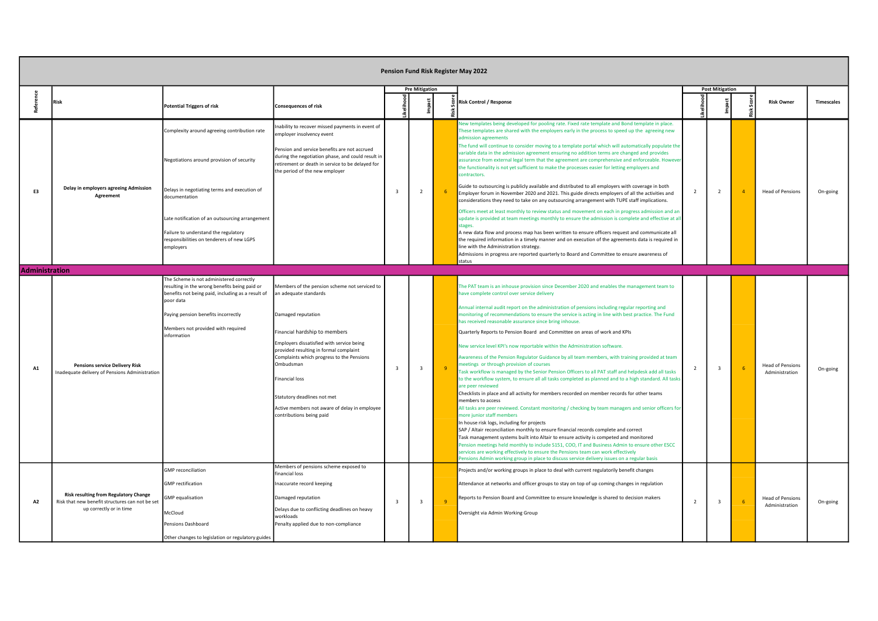# Pension Fund Risk Register May 2022

| Reference | Risk | Potential Triggers of risk | Consequences of risk | Pre Mitigation Likelihood | Pre Mitigation Impact | Pre Mitigation Risk Score | Risk Control / Response | Post Mitigation Likelihood | Post Mitigation Impact | Post Mitigation Risk Score | Risk Owner | Timescales |
|---|---|---|---|---|---|---|---|---|---|---|---|---|
| E3 | **Delay in employers agreeing Admission Agreement** | Complexity around agreeing contribution rate<br><br>Negotiations around provision of security<br><br>Delays in negotiating terms and execution of documentation<br><br>Late notification of an outsourcing arrangement<br><br>Failure to understand the regulatory responsibilities on tenderers of new LGPS employers | Inability to recover missed payments in event of employer insolvency event<br><br>Pension and service benefits are not accrued during the negotiation phase, and could result in retirement or death in service to be delayed for the period of the new employer | 3 | 2 | 6 | New templates being developed for pooling rate. Fixed rate template and Bond template in place. These templates are shared with the employers early in the process to speed up the agreeing new admission agreements<br>The fund will continue to consider moving to a template portal which will automatically populate the variable data in the admission agreement ensuring no addition terms are changed and provides assurance from external legal term that the agreement are comprehensive and enforceable. However the functionality is not yet sufficient to make the processes easier for letting employers and contractors.<br><br>Guide to outsourcing is publicly available and distributed to all employers with coverage in both Employer forum in November 2020 and 2021. This guide directs employers of all the activities and considerations they need to take on any outsourcing arrangement with TUPE staff implications.<br><br>Officers meet at least monthly to review status and movement on each in progress admission and an update is provided at team meetings monthly to ensure the admission is complete and effective at all stages.<br>A new data flow and process map has been written to ensure officers request and communicate all the required information in a timely manner and on execution of the agreements data is required in line with the Administration strategy.<br>Admissions in progress are reported quarterly to Board and Committee to ensure awareness of status | 2 | 2 | 4 | Head of Pensions | On-going |
| **Administration** | | | | | | | | | | | | |
| A1 | **Pensions service Delivery Risk**<br>Inadequate delivery of Pensions Administration | The Scheme is not administered correctly resulting in the wrong benefits being paid or benefits not being paid, including as a result of poor data<br><br>Paying pension benefits incorrectly<br><br>Members not provided with required information | Members of the pension scheme not serviced to an adequate standards<br><br>Damaged reputation<br><br>Financial hardship to members<br><br>Employers dissatisfied with service being provided resulting in formal complaint<br>Complaints which progress to the Pensions Ombudsman<br><br>Financial loss<br><br>Statutory deadlines not met<br><br>Active members not aware of delay in employee contributions being paid | 3 | 3 | 9 | The PAT team is an inhouse provision since December 2020 and enables the management team to have complete control over service delivery<br><br>Annual internal audit report on the administration of pensions including regular reporting and monitoring of recommendations to ensure the service is acting in line with best practice. The Fund has received reasonable assurance since bring inhouse.<br><br>Quarterly Reports to Pension Board and Committee on areas of work and KPIs<br><br>New service level KPI's now reportable within the Administration software.<br><br>Awareness of the Pension Regulator Guidance by all team members, with training provided at team meetings or through provision of courses<br>Task workflow is managed by the Senior Pension Officers to all PAT staff and helpdesk add all tasks to the workflow system, to ensure all all tasks completed as planned and to a high standard. All tasks are peer reviewed<br>Checklists in place and all activity for members recorded on member records for other teams members to access<br>All tasks are peer reviewed. Constant monitoring / checking by team managers and senior officers for more junior staff members<br>In house risk logs, including for projects<br>SAP / Altair reconciliation monthly to ensure financial records complete and correct<br>Task management systems built into Altair to ensure activity is competed and monitored<br>Pension meetings held monthly to include S151, COO, IT and Business Admin to ensure other ESCC services are working effectively to ensure the Pensions team can work effectively<br>Pensions Admin working group in place to discuss service delivery issues on a regular basis | 2 | 3 | 6 | Head of Pensions Administration | On-going |
| A2 | **Risk resulting from Regulatory Change**<br>Risk that new benefit structures can not be set up correctly or in time | GMP reconciliation<br><br>GMP rectification<br><br>GMP equalisation<br><br>McCloud<br><br>Pensions Dashboard<br><br>Other changes to legislation or regulatory guides | Members of pensions scheme exposed to financial loss<br><br>Inaccurate record keeping<br><br>Damaged reputation<br><br>Delays due to conflicting deadlines on heavy workloads<br><br>Penalty applied due to non-compliance | 3 | 3 | 9 | Projects and/or working groups in place to deal with current regulatorily benefit changes<br><br>Attendance at networks and officer groups to stay on top of up coming changes in regulation<br><br>Reports to Pension Board and Committee to ensure knowledge is shared to decision makers<br><br>Oversight via Admin Working Group | 2 | 3 | 6 | Head of Pensions Administration | On-going |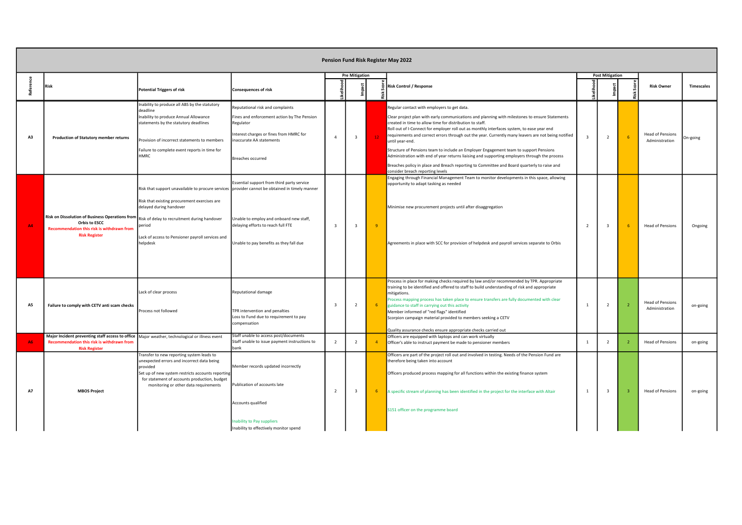# Pension Fund Risk Register May 2022

| Reference | Risk | Potential Triggers of risk | Consequences of risk | Pre Mitigation Likelihood | Pre Mitigation Impact | Pre Mitigation Risk Score | Risk Control / Response | Post Mitigation Likelihood | Post Mitigation Impact | Post Mitigation Risk Score | Risk Owner | Timescales |
|---|---|---|---|---|---|---|---|---|---|---|---|---|
| A3 | **Production of Statutory member returns** | Inability to produce all ABS by the statutory deadline<br>Inability to produce Annual Allowance statements by the statutory deadlines<br>Provision of incorrect statements to members<br>Failure to complete event reports in time for HMRC | Reputational risk and complaints<br>Fines and enforcement action by The Pension Regulator<br>Interest charges or fines from HMRC for inaccurate AA statements<br>Breaches occurred | 4 | 3 | 12 | Regular contact with employers to get data.<br>Clear project plan with early communications and planning with milestones to ensure Statements created in time to allow time for distribution to staff.<br>Roll out of I-Connect for employer roll out as monthly interfaces system, to ease year end requirements and correct errors through out the year. Currently many leavers are not being notified until year-end.<br>Structure of Pensions team to include an Employer Engagement team to support Pensions Administration with end of year returns liaising and supporting employers through the process<br>Breaches policy in place and Breach reporting to Committee and Board quarterly to raise and consider breach reporting levels | 3 | 2 | 6 | Head of Pensions Administration | On-going |
| A4 | **Risk on Dissolution of Business Operations from Orbis to ESCC**<br>**Recommendation this risk is withdrawn from Risk Register** | Risk that support unavailable to procure services<br>Risk that existing procurement exercises are delayed during handover<br>Risk of delay to recruitment during handover period<br>Lack of access to Pensioner payroll services and helpdesk | Essential support from third party service provider cannot be obtained in timely manner<br>Unable to employ and onboard new staff, delaying efforts to reach full FTE<br>Unable to pay benefits as they fall due | 3 | 3 | 9 | Engaging through Financial Management Team to monitor developments in this space, allowing opportunity to adapt tasking as needed<br>Minimise new procurement projects until after disaggregation<br>Agreements in place with SCC for provision of helpdesk and payroll services separate to Orbis | 2 | 3 | 6 | Head of Pensions | Ongoing |
| A5 | **Failure to comply with CETV anti scam checks** | Lack of clear process<br>Process not followed | Reputational damage<br>TPR intervention and penalties<br>Loss to Fund due to requirement to pay compensation | 3 | 2 | 6 | Process in place for making checks required by law and/or recommended by TPR. Appropriate training to be identified and offered to staff to build understanding of risk and appropriate mitigations.<br>Process mapping process has taken place to ensure transfers are fully documented with clear guidance to staff in carrying out this activity<br>Member informed of "red flags" identified<br>Scorpion campaign material provided to members seeking a CETV<br>Quality assurance checks ensure appropriate checks carried out | 1 | 2 | 2 | Head of Pensions Administration | on-going |
| A6 | **Major Incident preventing staff access to office**<br>**Recommendation this risk is withdrawn from Risk Register** | Major weather, technological or illness event | Staff unable to access post/documents<br>Staff unable to issue payment instructions to bank | 2 | 2 | 4 | Officers are equipped with laptops and can work virtually<br>Officer's able to instruct payment be made to pensioner members | 1 | 2 | 2 | Head of Pensions | on-going |
| A7 | **MBOS Project** | Transfer to new reporting system leads to unexpected errors and incorrect data being provided<br>Set up of new system restricts accounts reporting for statement of accounts production, budget monitoring or other data requirements | Member records updated incorrectly<br>Publication of accounts late<br>Accounts qualified<br>Inability to Pay suppliers<br>Inability to effectively monitor spend | 2 | 3 | 6 | Officers are part of the project roll out and involved in testing. Needs of the Pension Fund are therefore being taken into account<br>Officers produced process mapping for all functions within the existing finance system<br>A specific stream of planning has been identified in the project for the interface with Altair<br>S151 officer on the programme board | 1 | 3 | 3 | Head of Pensions | on-going |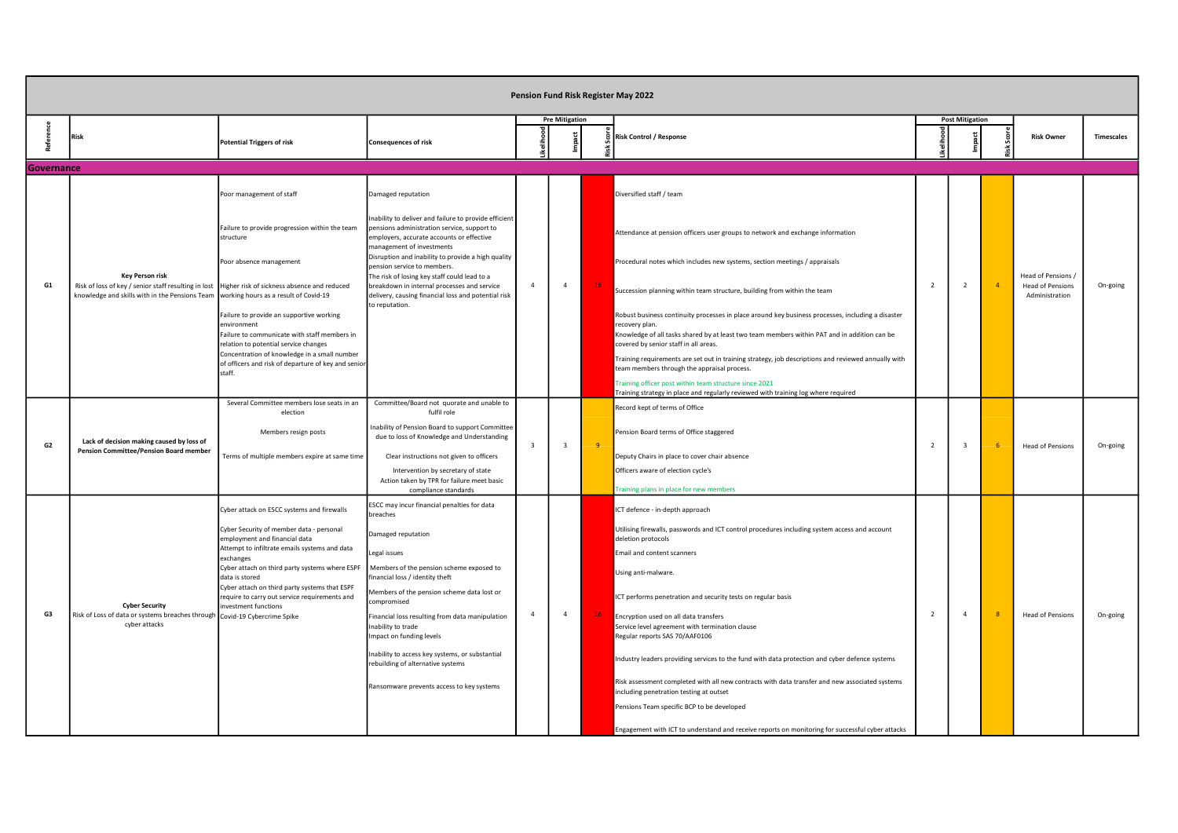# Pension Fund Risk Register May 2022

| Reference | Risk | Potential Triggers of risk | Consequences of risk | Pre Mitigation Likelihood | Pre Mitigation Impact | Pre Mitigation Risk Score | Risk Control / Response | Post Mitigation Likelihood | Post Mitigation Impact | Post Mitigation Risk Score | Risk Owner | Timescales |
|---|---|---|---|---|---|---|---|---|---|---|---|---|
| **Governance** | | | | | | | | | | | | |
| G1 | **Key Person risk** Risk of loss of key / senior staff resulting in lost knowledge and skills with in the Pensions Team | Poor management of staff<br><br>Failure to provide progression within the team structure<br><br>Poor absence management<br><br>Higher risk of sickness absence and reduced working hours as a result of Covid-19<br><br>Failure to provide an supportive working environment<br>Failure to communicate with staff members in relation to potential service changes<br>Concentration of knowledge in a small number of officers and risk of departure of key and senior staff. | Damaged reputation<br><br>Inability to deliver and failure to provide efficient pensions administration service, support to employers, accurate accounts or effective management of investments<br>Disruption and inability to provide a high quality pension service to members.<br>The risk of losing key staff could lead to a breakdown in internal processes and service delivery, causing financial loss and potential risk to reputation. | 4 | 4 | 16 | Diversified staff / team<br><br>Attendance at pension officers user groups to network and exchange information<br><br>Procedural notes which includes new systems, section meetings / appraisals<br><br>Succession planning within team structure, building from within the team<br><br>Robust business continuity processes in place around key business processes, including a disaster recovery plan.<br>Knowledge of all tasks shared by at least two team members within PAT and in addition can be covered by senior staff in all areas.<br><br>Training requirements are set out in training strategy, job descriptions and reviewed annually with team members through the appraisal process.<br><br>Training officer post within team structure since 2021<br>Training strategy in place and regularly reviewed with training log where required | 2 | 2 | 4 | Head of Pensions / Head of Pensions Administration | On-going |
| G2 | **Lack of decision making caused by loss of Pension Committee/Pension Board member** | Several Committee members lose seats in an election<br><br>Members resign posts<br><br>Terms of multiple members expire at same time | Committee/Board not quorate and unable to fulfil role<br><br>Inability of Pension Board to support Committee due to loss of Knowledge and Understanding<br><br>Clear instructions not given to officers<br><br>Intervention by secretary of state<br>Action taken by TPR for failure meet basic compliance standards | 3 | 3 | 9 | Record kept of terms of Office<br><br>Pension Board terms of Office staggered<br><br>Deputy Chairs in place to cover chair absence<br><br>Officers aware of election cycle's<br><br>Training plans in place for new members | 2 | 3 | 6 | Head of Pensions | On-going |
| G3 | **Cyber Security** Risk of Loss of data or systems breaches through cyber attacks | Cyber attack on ESCC systems and firewalls<br><br>Cyber Security of member data - personal employment and financial data<br>Attempt to infiltrate emails systems and data exchanges<br>Cyber attach on third party systems where ESPF data is stored<br>Cyber attach on third party systems that ESPF require to carry out service requirements and investment functions<br>Covid-19 Cybercrime Spike | ESCC may incur financial penalties for data breaches<br><br>Damaged reputation<br><br>Legal issues<br><br>Members of the pension scheme exposed to financial loss / identity theft<br><br>Members of the pension scheme data lost or compromised<br><br>Financial loss resulting from data manipulation<br>Inability to trade<br>Impact on funding levels<br><br>Inability to access key systems, or substantial rebuilding of alternative systems<br><br>Ransomware prevents access to key systems | 4 | 4 | 16 | ICT defence - in-depth approach<br><br>Utilising firewalls, passwords and ICT control procedures including system access and account deletion protocols<br><br>Email and content scanners<br><br>Using anti-malware.<br><br>ICT performs penetration and security tests on regular basis<br><br>Encryption used on all data transfers<br>Service level agreement with termination clause<br>Regular reports SAS 70/AAF0106<br><br>Industry leaders providing services to the fund with data protection and cyber defence systems<br><br>Risk assessment completed with all new contracts with data transfer and new associated systems including penetration testing at outset<br><br>Pensions Team specific BCP to be developed<br><br>Engagement with ICT to understand and receive reports on monitoring for successful cyber attacks | 2 | 4 | 8 | Head of Pensions | On-going |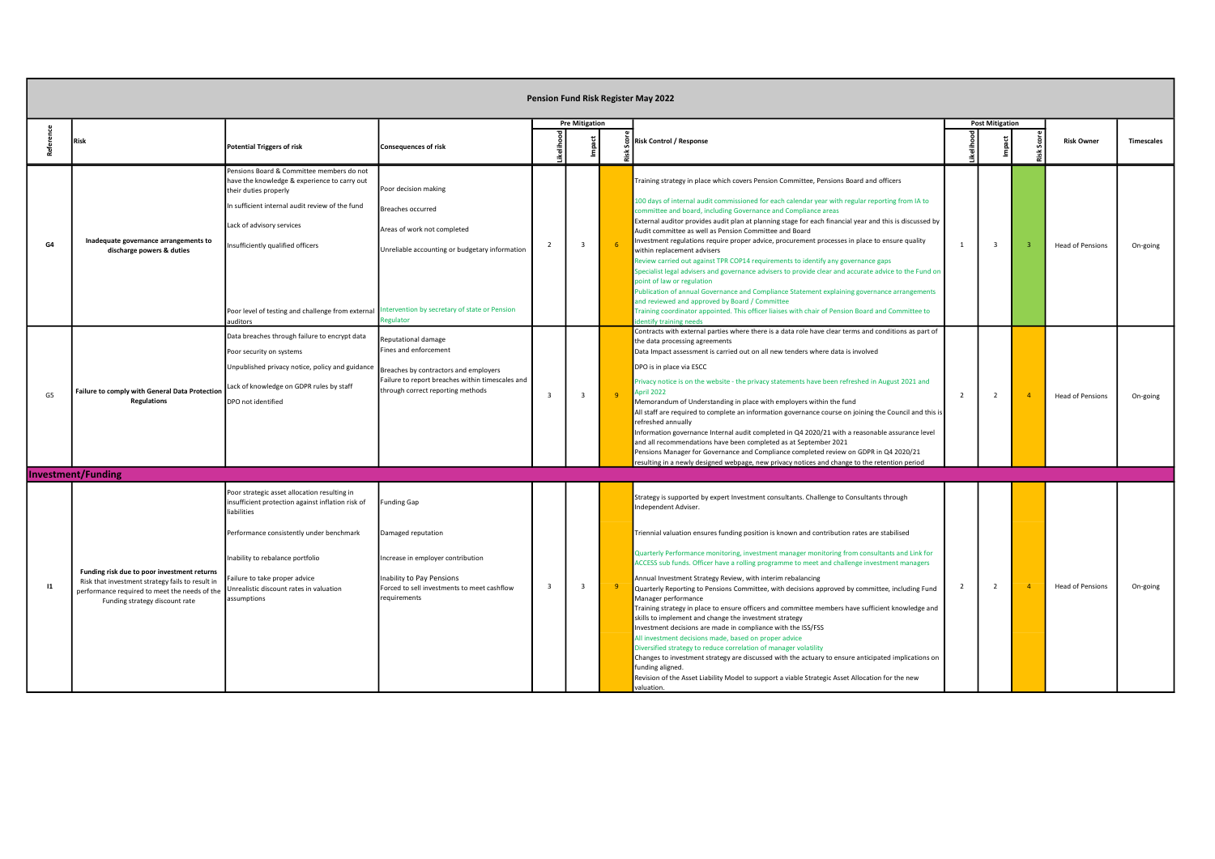# Pension Fund Risk Register May 2022

| Reference | Risk | Potential Triggers of risk | Consequences of risk | Pre Mitigation Likelihood | Pre Mitigation Impact | Pre Mitigation Risk Score | Risk Control / Response | Post Mitigation Likelihood | Post Mitigation Impact | Post Mitigation Risk Score | Risk Owner | Timescales |
|---|---|---|---|---|---|---|---|---|---|---|---|---|
| G4 | **Inadequate governance arrangements to discharge powers & duties** | Pensions Board & Committee members do not have the knowledge & experience to carry out their duties properly<br>In sufficient internal audit review of the fund<br>Lack of advisory services<br>Insufficiently qualified officers<br>Poor level of testing and challenge from external auditors | Poor decision making<br>Breaches occurred<br>Areas of work not completed<br>Unreliable accounting or budgetary information<br>Intervention by secretary of state or Pension Regulator | 2 | 3 | 6 | Training strategy in place which covers Pension Committee, Pensions Board and officers<br>100 days of internal audit commissioned for each calendar year with regular reporting from IA to committee and board, including Governance and Compliance areas<br>External auditor provides audit plan at planning stage for each financial year and this is discussed by Audit committee as well as Pension Committee and Board<br>Investment regulations require proper advice, procurement processes in place to ensure quality within replacement advisers<br>Review carried out against TPR COP14 requirements to identify any governance gaps<br>Specialist legal advisers and governance advisers to provide clear and accurate advice to the Fund on point of law or regulation<br>Publication of annual Governance and Compliance Statement explaining governance arrangements and reviewed and approved by Board / Committee<br>Training coordinator appointed. This officer liaises with chair of Pension Board and Committee to identify training needs | 1 | 3 | 3 | Head of Pensions | On-going |
| G5 | **Failure to comply with General Data Protection Regulations** | Data breaches through failure to encrypt data<br>Poor security on systems<br>Unpublished privacy notice, policy and guidance<br>Lack of knowledge on GDPR rules by staff<br>DPO not identified | Reputational damage<br>Fines and enforcement<br>Breaches by contractors and employers<br>Failure to report breaches within timescales and through correct reporting methods | 3 | 3 | 9 | Contracts with external parties where there is a data role have clear terms and conditions as part of the data processing agreements<br>Data Impact assessment is carried out on all new tenders where data is involved<br>DPO is in place via ESCC<br>Privacy notice is on the website - the privacy statements have been refreshed in August 2021 and April 2022<br>Memorandum of Understanding in place with employers within the fund<br>All staff are required to complete an information governance course on joining the Council and this is refreshed annually<br>Information governance Internal audit completed in Q4 2020/21 with a reasonable assurance level and all recommendations have been completed as at September 2021<br>Pensions Manager for Governance and Compliance completed review on GDPR in Q4 2020/21 resulting in a newly designed webpage, new privacy notices and change to the retention period | 2 | 2 | 4 | Head of Pensions | On-going |
| **Investment/Funding** | | | | | | | | | | | | |
| I1 | **Funding risk due to poor investment returns**<br>Risk that investment strategy fails to result in performance required to meet the needs of the Funding strategy discount rate | Poor strategic asset allocation resulting in insufficient protection against inflation risk of liabilities<br>Performance consistently under benchmark<br>Inability to rebalance portfolio<br>Failure to take proper advice<br>Unrealistic discount rates in valuation assumptions | Funding Gap<br>Damaged reputation<br>Increase in employer contribution<br>Inability to Pay Pensions<br>Forced to sell investments to meet cashflow requirements | 3 | 3 | 9 | Strategy is supported by expert Investment consultants. Challenge to Consultants through Independent Adviser.<br>Triennial valuation ensures funding position is known and contribution rates are stabilised<br>Quarterly Performance monitoring, investment manager monitoring from consultants and Link for ACCESS sub funds. Officer have a rolling programme to meet and challenge investment managers<br>Annual Investment Strategy Review, with interim rebalancing<br>Quarterly Reporting to Pensions Committee, with decisions approved by committee, including Fund Manager performance<br>Training strategy in place to ensure officers and committee members have sufficient knowledge and skills to implement and change the investment strategy<br>Investment decisions are made in compliance with the ISS/FSS<br>All investment decisions made, based on proper advice<br>Diversified strategy to reduce correlation of manager volatility<br>Changes to investment strategy are discussed with the actuary to ensure anticipated implications on funding aligned.<br>Revision of the Asset Liability Model to support a viable Strategic Asset Allocation for the new valuation. | 2 | 2 | 4 | Head of Pensions | On-going |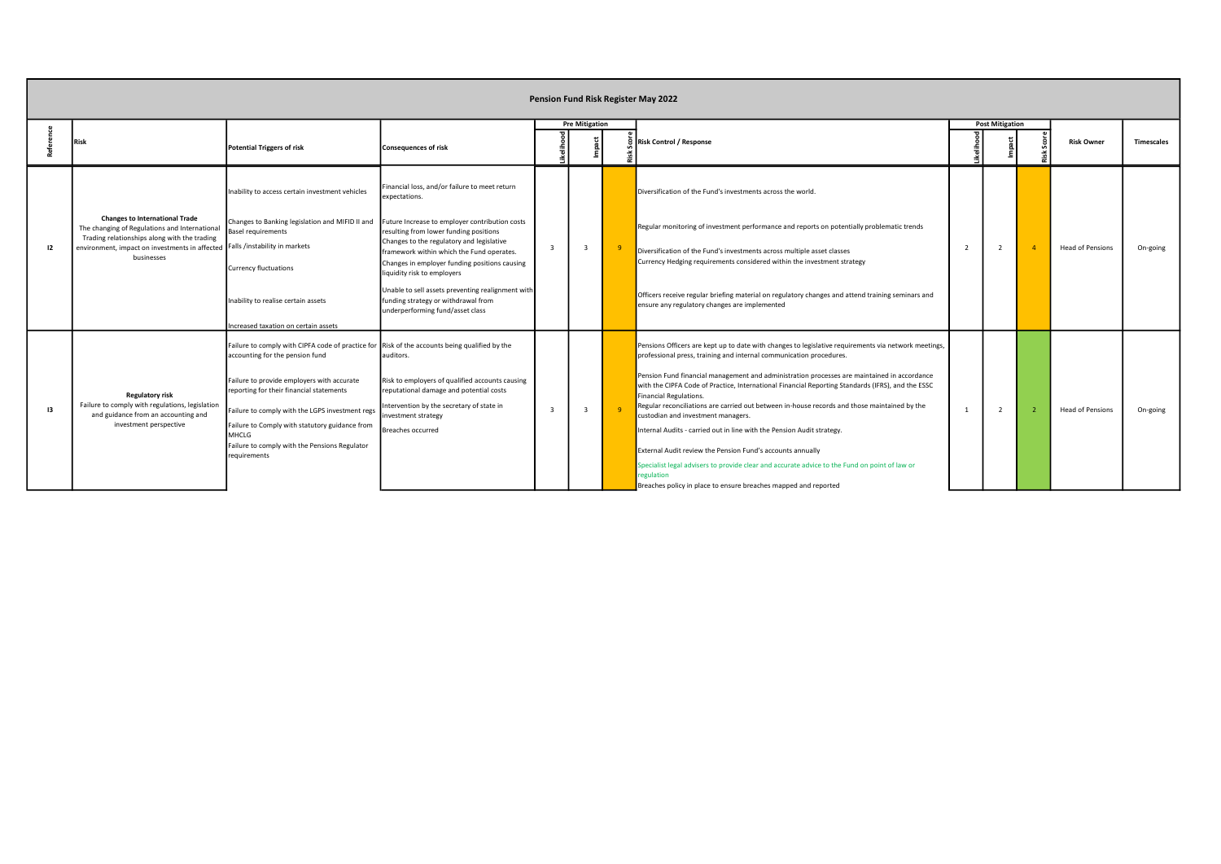## Pension Fund Risk Register May 2022

| Reference | Risk | Potential Triggers of risk | Consequences of risk | Pre Mitigation | | | Risk Control / Response | Post Mitigation | | | Risk Owner | Timescales |
|---|---|---|---|---|---|---|---|---|---|---|---|---|
| | | | | Likelihood | Impact | Risk Score | | Likelihood | Impact | Risk Score | | |
| I2 | **Changes to International Trade** The changing of Regulations and International Trading relationships along with the trading environment, impact on investments in affected businesses | Inability to access certain investment vehicles<br><br>Changes to Banking legislation and MIFID II and Basel requirements<br>Falls /instability in markets<br><br>Currency fluctuations<br><br>Inability to realise certain assets<br><br>Increased taxation on certain assets | Financial loss, and/or failure to meet return expectations.<br><br>Future Increase to employer contribution costs resulting from lower funding positions<br>Changes to the regulatory and legislative framework within which the Fund operates.<br>Changes in employer funding positions causing liquidity risk to employers<br><br>Unable to sell assets preventing realignment with funding strategy or withdrawal from underperforming fund/asset class | 3 | 3 | 9 | Diversification of the Fund's investments across the world.<br><br>Regular monitoring of investment performance and reports on potentially problematic trends<br><br>Diversification of the Fund's investments across multiple asset classes<br>Currency Hedging requirements considered within the investment strategy<br><br>Officers receive regular briefing material on regulatory changes and attend training seminars and ensure any regulatory changes are implemented | 2 | 2 | 4 | Head of Pensions | On-going |
| I3 | **Regulatory risk** Failure to comply with regulations, legislation and guidance from an accounting and investment perspective | Failure to comply with CIPFA code of practice for accounting for the pension fund<br><br>Failure to provide employers with accurate reporting for their financial statements<br><br>Failure to comply with the LGPS investment regs<br><br>Failure to Comply with statutory guidance from MHCLG<br>Failure to comply with the Pensions Regulator requirements | Risk of the accounts being qualified by the auditors.<br><br>Risk to employers of qualified accounts causing reputational damage and potential costs<br><br>Intervention by the secretary of state in investment strategy<br><br>Breaches occurred | 3 | 3 | 9 | Pensions Officers are kept up to date with changes to legislative requirements via network meetings, professional press, training and internal communication procedures.<br><br>Pension Fund financial management and administration processes are maintained in accordance with the CIPFA Code of Practice, International Financial Reporting Standards (IFRS), and the ESSC Financial Regulations.<br>Regular reconciliations are carried out between in-house records and those maintained by the custodian and investment managers.<br><br>Internal Audits - carried out in line with the Pension Audit strategy.<br><br>External Audit review the Pension Fund's accounts annually<br><br>Specialist legal advisers to provide clear and accurate advice to the Fund on point of law or regulation<br>Breaches policy in place to ensure breaches mapped and reported | 1 | 2 | 2 | Head of Pensions | On-going |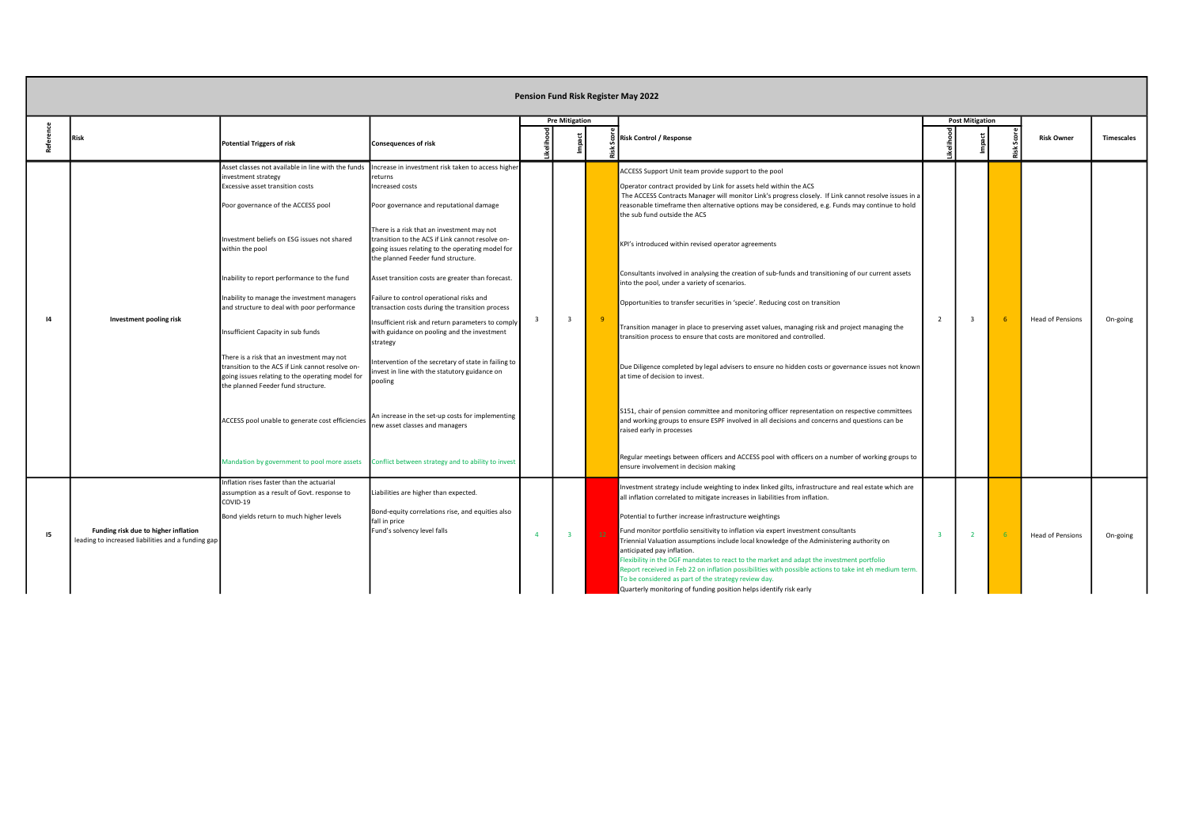# Pension Fund Risk Register May 2022

| Reference | Risk | Potential Triggers of risk | Consequences of risk | Pre Mitigation Likelihood | Pre Mitigation Impact | Pre Mitigation Risk Score | Risk Control / Response | Post Mitigation Likelihood | Post Mitigation Impact | Post Mitigation Risk Score | Risk Owner | Timescales |
|---|---|---|---|---|---|---|---|---|---|---|---|---|
| I4 | **Investment pooling risk** | Asset classes not available in line with the funds investment strategy<br>Excessive asset transition costs<br>Poor governance of the ACCESS pool<br>Investment beliefs on ESG issues not shared within the pool<br>Inability to report performance to the fund<br>Inability to manage the investment managers and structure to deal with poor performance<br>Insufficient Capacity in sub funds<br>There is a risk that an investment may not transition to the ACS if Link cannot resolve on-going issues relating to the operating model for the planned Feeder fund structure.<br>ACCESS pool unable to generate cost efficiencies<br>Mandation by government to pool more assets | Increase in investment risk taken to access higher returns<br>Increased costs<br>Poor governance and reputational damage<br>There is a risk that an investment may not transition to the ACS if Link cannot resolve on-going issues relating to the operating model for the planned Feeder fund structure.<br>Asset transition costs are greater than forecast.<br>Failure to control operational risks and transaction costs during the transition process<br>Insufficient risk and return parameters to comply with guidance on pooling and the investment strategy<br>Intervention of the secretary of state in failing to invest in line with the statutory guidance on pooling<br>An increase in the set-up costs for implementing new asset classes and managers<br>Conflict between strategy and to ability to invest | 3 | 3 | 9 | ACCESS Support Unit team provide support to the pool<br>Operator contract provided by Link for assets held within the ACS<br>The ACCESS Contracts Manager will monitor Link's progress closely. If Link cannot resolve issues in a reasonable timeframe then alternative options may be considered, e.g. Funds may continue to hold the sub fund outside the ACS<br>KPI's introduced within revised operator agreements<br>Consultants involved in analysing the creation of sub-funds and transitioning of our current assets into the pool, under a variety of scenarios.<br>Opportunities to transfer securities in 'specie'. Reducing cost on transition<br>Transition manager in place to preserving asset values, managing risk and project managing the transition process to ensure that costs are monitored and controlled.<br>Due Diligence completed by legal advisers to ensure no hidden costs or governance issues not known at time of decision to invest.<br>S151, chair of pension committee and monitoring officer representation on respective committees and working groups to ensure ESPF involved in all decisions and concerns and questions can be raised early in processes<br>Regular meetings between officers and ACCESS pool with officers on a number of working groups to ensure involvement in decision making | 2 | 3 | 6 | Head of Pensions | On-going |
| I5 | **Funding risk due to higher inflation leading to increased liabilities and a funding gap** | Inflation rises faster than the actuarial assumption as a result of Govt. response to COVID-19<br>Bond yields return to much higher levels | Liabilities are higher than expected.<br>Bond-equity correlations rise, and equities also fall in price<br>Fund's solvency level falls | 4 | 3 | 12 | Investment strategy include weighting to index linked gilts, infrastructure and real estate which are all inflation correlated to mitigate increases in liabilities from inflation.<br>Potential to further increase infrastructure weightings<br>Fund monitor portfolio sensitivity to inflation via expert investment consultants<br>Triennial Valuation assumptions include local knowledge of the Administering authority on anticipated pay inflation.<br>Flexibility in the DGF mandates to react to the market and adapt the investment portfolio<br>Report received in Feb 22 on inflation possibilities with possible actions to take int eh medium term. To be considered as part of the strategy review day.<br>Quarterly monitoring of funding position helps identify risk early | 3 | 2 | 6 | Head of Pensions | On-going |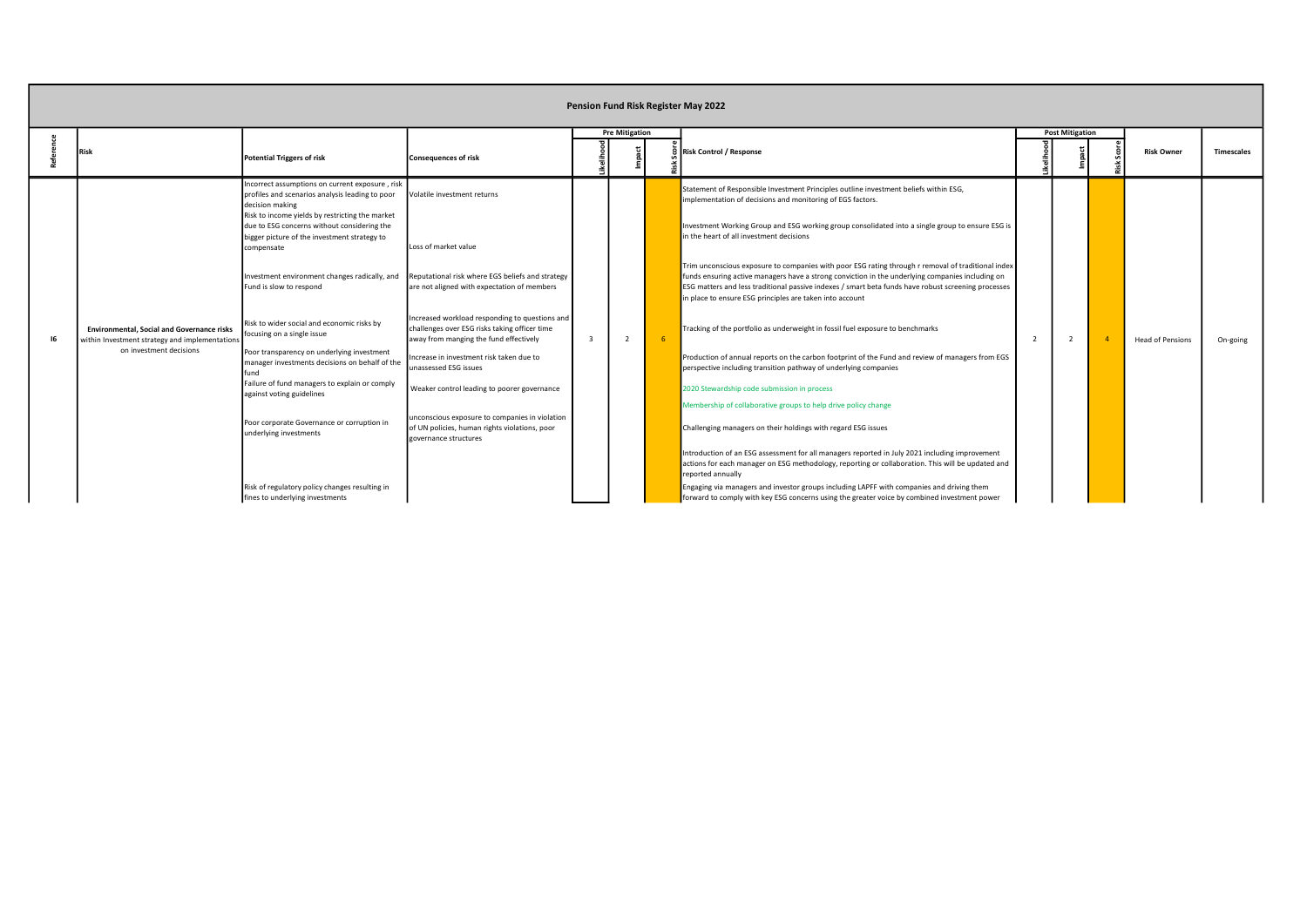# Pension Fund Risk Register May 2022

| Reference | Risk | Potential Triggers of risk | Consequences of risk | Pre Mitigation Likelihood | Pre Mitigation Impact | Pre Mitigation Risk Score | Risk Control / Response | Post Mitigation Likelihood | Post Mitigation Impact | Post Mitigation Risk Score | Risk Owner | Timescales |
|---|---|---|---|---|---|---|---|---|---|---|---|---|
| I6 | **Environmental, Social and Governance risks** within Investment strategy and implementations on investment decisions | Incorrect assumptions on current exposure , risk profiles and scenarios analysis leading to poor decision making<br><br>Risk to income yields by restricting the market due to ESG concerns without considering the bigger picture of the investment strategy to compensate<br><br>Investment environment changes radically, and Fund is slow to respond<br><br>Risk to wider social and economic risks by focusing on a single issue<br><br>Poor transparency on underlying investment manager investments decisions on behalf of the fund<br><br>Failure of fund managers to explain or comply against voting guidelines<br><br>Poor corporate Governance or corruption in underlying investments<br><br>Risk of regulatory policy changes resulting in fines to underlying investments | Volatile investment returns<br><br>Loss of market value<br><br>Reputational risk where EGS beliefs and strategy are not aligned with expectation of members<br><br>Increased workload responding to questions and challenges over ESG risks taking officer time away from manging the fund effectively<br><br>Increase in investment risk taken due to unassessed ESG issues<br><br>Weaker control leading to poorer governance<br><br>unconscious exposure to companies in violation of UN policies, human rights violations, poor governance structures | 3 | 2 | 6 | Statement of Responsible Investment Principles outline investment beliefs within ESG, implementation of decisions and monitoring of EGS factors.<br><br>Investment Working Group and ESG working group consolidated into a single group to ensure ESG is in the heart of all investment decisions<br><br>Trim unconscious exposure to companies with poor ESG rating through r removal of traditional index funds ensuring active managers have a strong conviction in the underlying companies including on ESG matters and less traditional passive indexes / smart beta funds have robust screening processes in place to ensure ESG principles are taken into account<br><br>Tracking of the portfolio as underweight in fossil fuel exposure to benchmarks<br><br>Production of annual reports on the carbon footprint of the Fund and review of managers from EGS perspective including transition pathway of underlying companies<br><br>2020 Stewardship code submission in process<br><br>Membership of collaborative groups to help drive policy change<br><br>Challenging managers on their holdings with regard ESG issues<br><br>Introduction of an ESG assessment for all managers reported in July 2021 including improvement actions for each manager on ESG methodology, reporting or collaboration. This will be updated and reported annually<br><br>Engaging via managers and investor groups including LAPFF with companies and driving them forward to comply with key ESG concerns using the greater voice by combined investment power | 2 | 2 | 4 | Head of Pensions | On-going |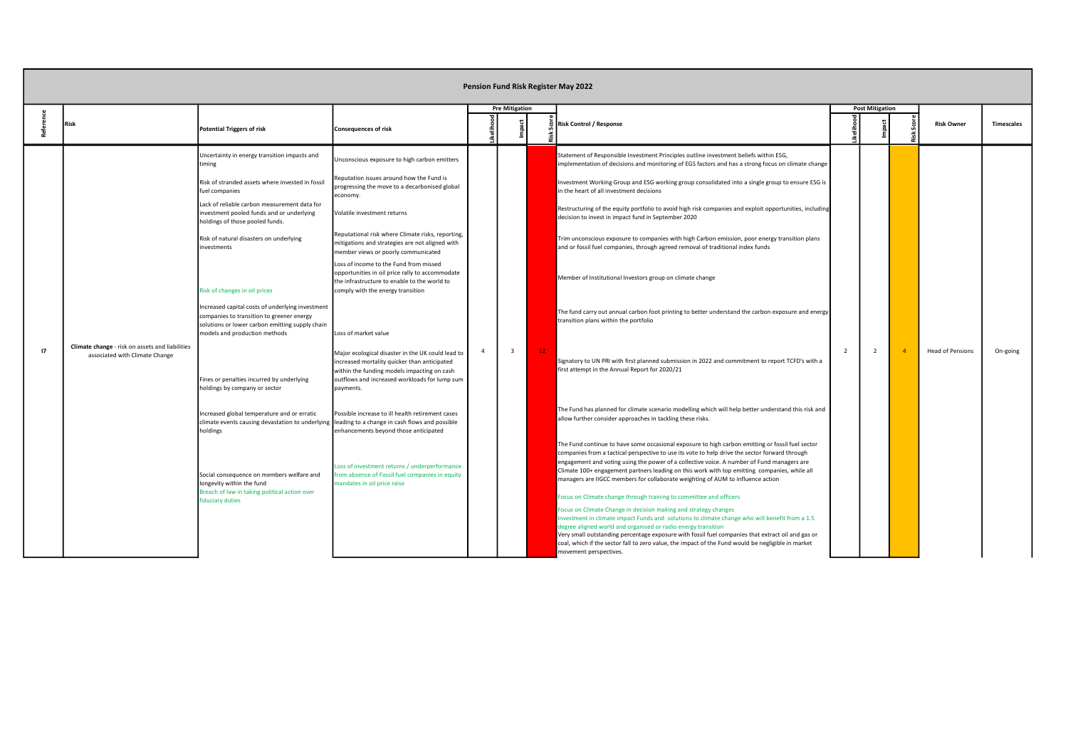# Pension Fund Risk Register May 2022

| Reference | Risk | Potential Triggers of risk | Consequences of risk | Pre Mitigation Likelihood | Pre Mitigation Impact | Pre Mitigation Risk Score | Risk Control / Response | Post Mitigation Likelihood | Post Mitigation Impact | Post Mitigation Risk Score | Risk Owner | Timescales |
|---|---|---|---|---|---|---|---|---|---|---|---|---|
| I7 | **Climate change** - risk on assets and liabilities associated with Climate Change | Uncertainty in energy transition impacts and timing<br><br>Risk of stranded assets where invested in fossil fuel companies<br><br>Lack of reliable carbon measurement data for investment pooled funds and or underlying holdings of those pooled funds.<br><br>Risk of natural disasters on underlying investments<br><br>Risk of changes in oil prices<br><br>Increased capital costs of underlying investment companies to transition to greener energy solutions or lower carbon emitting supply chain models and production methods<br><br>Fines or penalties incurred by underlying holdings by company or sector<br><br>Increased global temperature and or erratic climate events causing devastation to underlying holdings<br><br>Social consequence on members welfare and longevity within the fund<br>Breach of law in taking political action over fiduciary duties | Unconscious exposure to high carbon emitters<br><br>Reputation issues around how the Fund is progressing the move to a decarbonised global economy.<br><br>Volatile investment returns<br><br>Reputational risk where Climate risks, reporting, mitigations and strategies are not aligned with member views or poorly communicated<br><br>Loss of income to the Fund from missed opportunities in oil price rally to accommodate the infrastructure to enable to the world to comply with the energy transition<br><br>Loss of market value<br><br>Major ecological disaster in the UK could lead to increased mortality quicker than anticipated within the funding models impacting on cash outflows and increased workloads for lump sum payments.<br><br>Possible increase to ill health retirement cases leading to a change in cash flows and possible enhancements beyond those anticipated<br><br>Loss of investment returns / underperformance from absence of Fossil fuel companies in equity mandates in oil price raise | 4 | 3 | 12 | Statement of Responsible Investment Principles outline investment beliefs within ESG, implementation of decisions and monitoring of EGS factors and has a strong focus on climate change<br><br>Investment Working Group and ESG working group consolidated into a single group to ensure ESG is in the heart of all investment decisions<br><br>Restructuring of the equity portfolio to avoid high risk companies and exploit opportunities, including decision to invest in impact fund in September 2020<br><br>Trim unconscious exposure to companies with high Carbon emission, poor energy transition plans and or fossil fuel companies, through agreed removal of traditional index funds<br><br>Member of Institutional Investors group on climate change<br><br>The fund carry out annual carbon foot printing to better understand the carbon exposure and energy transition plans within the portfolio<br><br>Signatory to UN PRI with first planned submission in 2022 and commitment to report TCFD's with a first attempt in the Annual Report for 2020/21<br><br>The Fund has planned for climate scenario modelling which will help better understand this risk and allow further consider approaches in tackling these risks.<br><br>The Fund continue to have some occasional exposure to high carbon emitting or fossil fuel sector companies from a tactical perspective to use its vote to help drive the sector forward through engagement and voting using the power of a collective voice. A number of Fund managers are Climate 100+ engagement partners leading on this work with top emitting companies, while all managers are IIGCC members for collaborate weighting of AUM to influence action<br><br>Focus on Climate change through training to committee and officers<br><br>Focus on Climate Change in decision making and strategy changes<br>Investment in climate impact Funds and solutions to climate change who will benefit from a 1.5 degree aligned world and organised or radio energy transition<br>Very small outstanding percentage exposure with fossil fuel companies that extract oil and gas or coal, which if the sector fall to zero value, the impact of the Fund would be negligible in market movement perspectives. | 2 | 2 | 4 | Head of Pensions | On-going |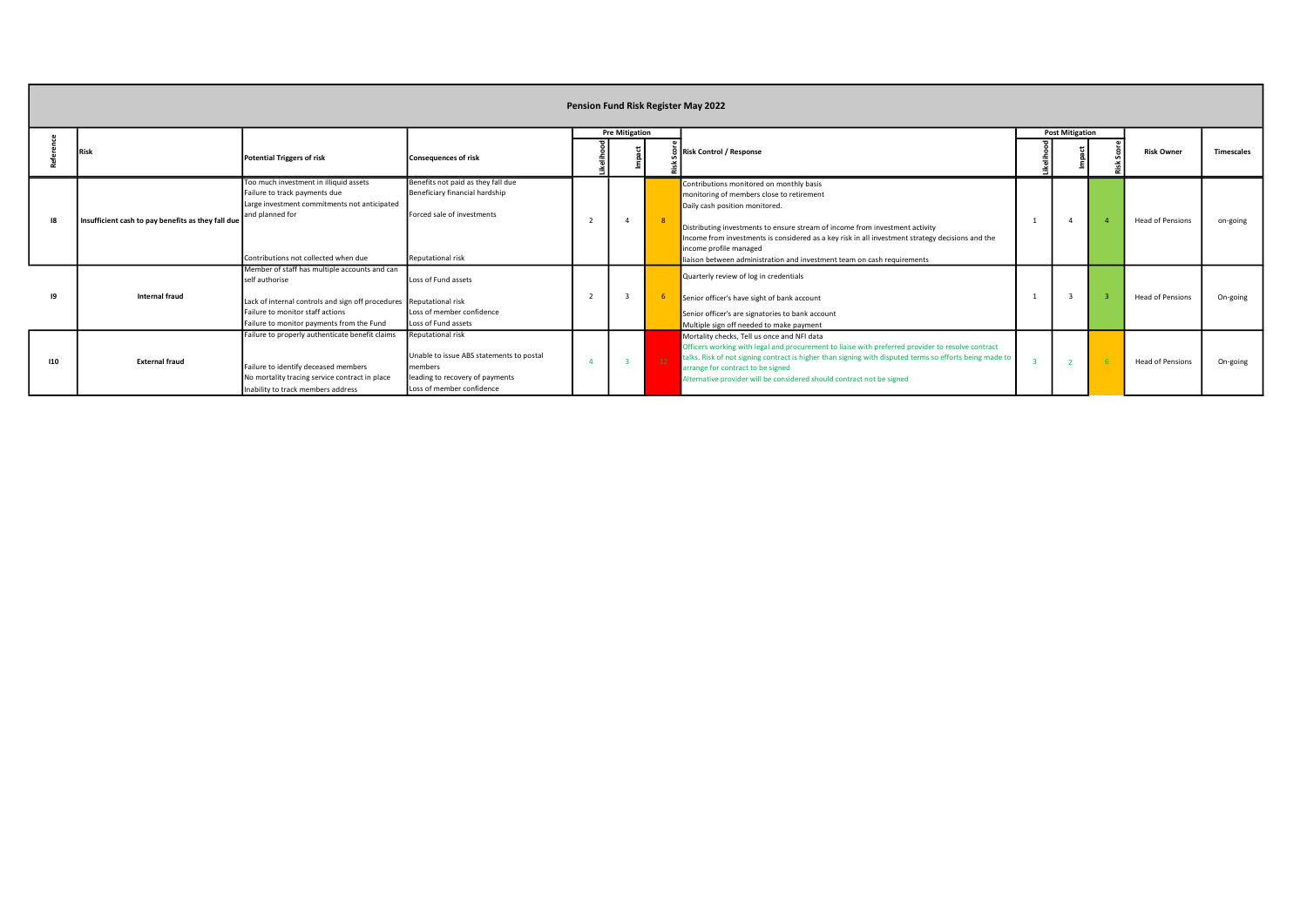# Pension Fund Risk Register May 2022

| Reference | Risk | Potential Triggers of risk | Consequences of risk | Pre Mitigation Likelihood | Pre Mitigation Impact | Pre Mitigation Risk Score | Risk Control / Response | Post Mitigation Likelihood | Post Mitigation Impact | Post Mitigation Risk Score | Risk Owner | Timescales |
|---|---|---|---|---|---|---|---|---|---|---|---|---|
| I8 | Insufficient cash to pay benefits as they fall due | Too much investment in illiquid assets<br>Failure to track payments due<br>Large investment commitments not anticipated and planned for<br>Contributions not collected when due | Benefits not paid as they fall due<br>Beneficiary financial hardship<br>Forced sale of investments<br>Reputational risk | 2 | 4 | 8 | Contributions monitored on monthly basis<br>monitoring of members close to retirement<br>Daily cash position monitored.<br>Distributing investments to ensure stream of income from investment activity<br>Income from investments is considered as a key risk in all investment strategy decisions and the income profile managed<br>liaison between administration and investment team on cash requirements | 1 | 4 | 4 | Head of Pensions | on-going |
| I9 | **Internal fraud** | Member of staff has multiple accounts and can self authorise<br>Lack of internal controls and sign off procedures<br>Failure to monitor staff actions<br>Failure to monitor payments from the Fund | Loss of Fund assets<br>Reputational risk<br>Loss of member confidence<br>Loss of Fund assets | 2 | 3 | 6 | Quarterly review of log in credentials<br>Senior officer's have sight of bank account<br>Senior officer's are signatories to bank account<br>Multiple sign off needed to make payment | 1 | 3 | 3 | Head of Pensions | On-going |
| I10 | **External fraud** | Failure to properly authenticate benefit claims<br>Failure to identify deceased members<br>No mortality tracing service contract in place<br>Inability to track members address | Reputational risk<br>Unable to issue ABS statements to postal members<br>leading to recovery of payments<br>Loss of member confidence | 4 | 3 | 12 | Mortality checks, Tell us once and NFI data<br>Officers working with legal and procurement to liaise with preferred provider to resolve contract talks. Risk of not signing contract is higher than signing with disputed terms so efforts being made to arrange for contract to be signed<br>Alternative provider will be considered should contract not be signed | 3 | 2 | 6 | Head of Pensions | On-going |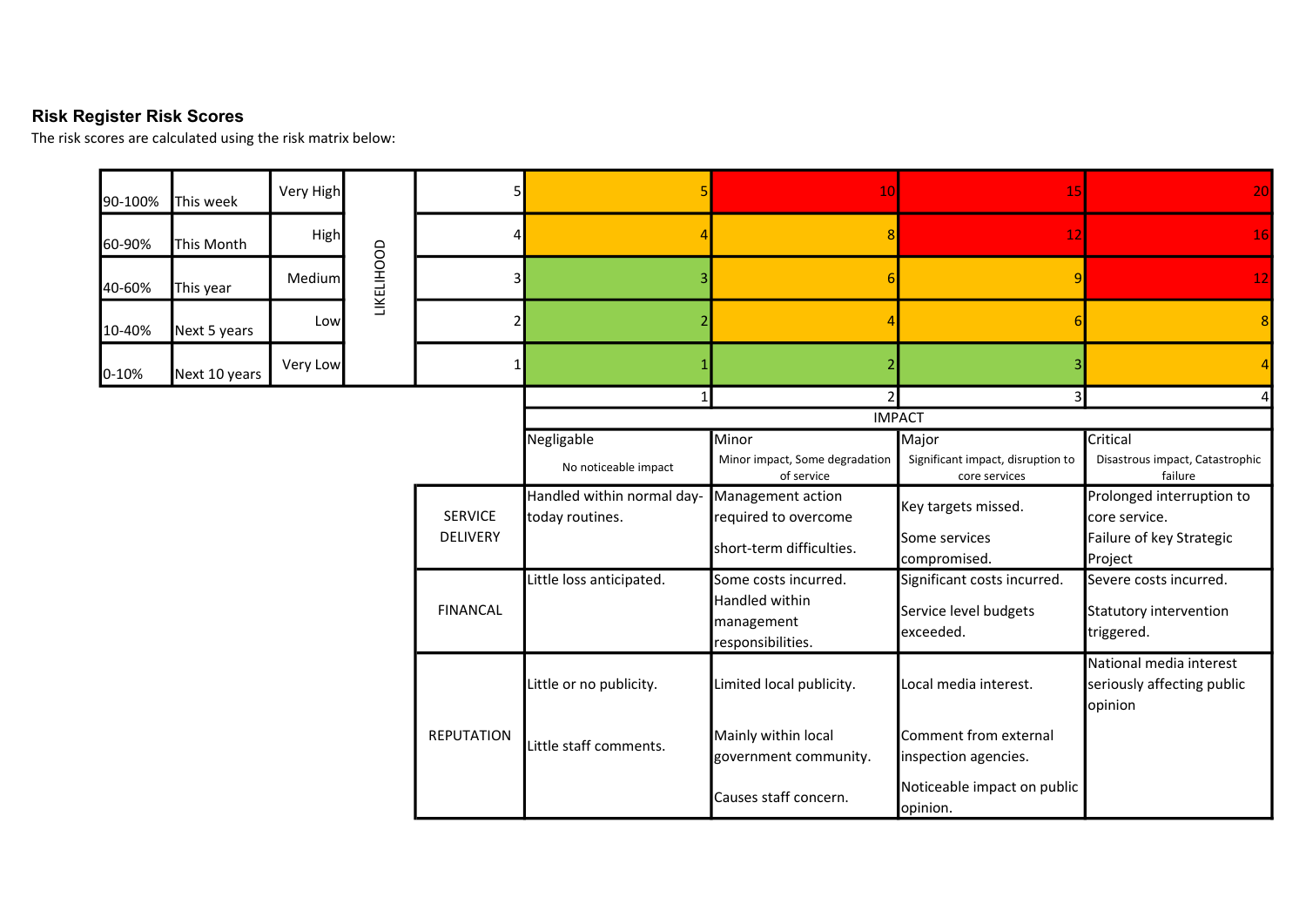### Risk Register Risk Scores

The risk scores are calculated using the risk matrix below:

| | | | | | | | | |
|---|---|---|---|---|---|---|---|---|
| 90-100% | This week | Very High | LIKELIHOOD | 5 | 5 | 10 | 15 | 20 |
| 60-90% | This Month | High | | 4 | 4 | 8 | 12 | 16 |
| 40-60% | This year | Medium | | 3 | 3 | 6 | 9 | 12 |
| 10-40% | Next 5 years | Low | | 2 | 2 | 4 | 6 | 8 |
| 0-10% | Next 10 years | Very Low | | 1 | 1 | 2 | 3 | 4 |
| | | | | | 1 | 2 | 3 | 4 |
| | | | | | IMPACT | | | |
| | | | | | Negligable<br>No noticeable impact | Minor<br>Minor impact, Some degradation of service | Major<br>Significant impact, disruption to core services | Critical<br>Disastrous impact, Catastrophic failure |
| | | | | SERVICE DELIVERY | Handled within normal day-today routines. | Management action required to overcome short-term difficulties. | Key targets missed.<br>Some services compromised. | Prolonged interruption to core service.<br>Failure of key Strategic Project |
| | | | | FINANCAL | Little loss anticipated. | Some costs incurred. Handled within management responsibilities. | Significant costs incurred.<br>Service level budgets exceeded. | Severe costs incurred.<br>Statutory intervention triggered. |
| | | | | REPUTATION | Little or no publicity.<br>Little staff comments. | Limited local publicity.<br>Mainly within local government community.<br>Causes staff concern. | Local media interest.<br>Comment from external inspection agencies.<br>Noticeable impact on public opinion. | National media interest seriously affecting public opinion |